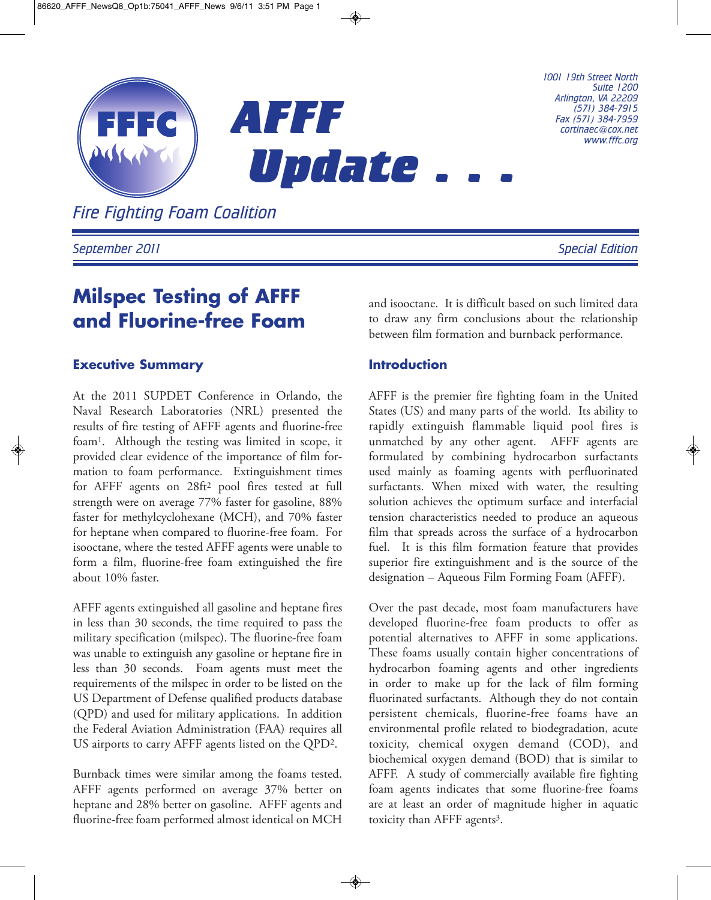FFFC

# AFFF Update . . .

Fire Fighting Foam Coalition

1001 19th Street North
Suite 1200
Arlington, VA 22209
(571) 384-7915
Fax (571) 384-7959
cortinaec@cox.net
www.fffc.org

September 2011 | Special Edition

## Milspec Testing of AFFF and Fluorine-free Foam

### Executive Summary

At the 2011 SUPDET Conference in Orlando, the Naval Research Laboratories (NRL) presented the results of fire testing of AFFF agents and fluorine-free foam[1]. Although the testing was limited in scope, it provided clear evidence of the importance of film formation to foam performance. Extinguishment times for AFFF agents on 28ft$^2$ pool fires tested at full strength were on average 77% faster for gasoline, 88% faster for methylcyclohexane (MCH), and 70% faster for heptane when compared to fluorine-free foam. For isooctane, where the tested AFFF agents were unable to form a film, fluorine-free foam extinguished the fire about 10% faster.

AFFF agents extinguished all gasoline and heptane fires in less than 30 seconds, the time required to pass the military specification (milspec). The fluorine-free foam was unable to extinguish any gasoline or heptane fire in less than 30 seconds. Foam agents must meet the requirements of the milspec in order to be listed on the US Department of Defense qualified products database (QPD) and used for military applications. In addition the Federal Aviation Administration (FAA) requires all US airports to carry AFFF agents listed on the QPD[2].

Burnback times were similar among the foams tested. AFFF agents performed on average 37% better on heptane and 28% better on gasoline. AFFF agents and fluorine-free foam performed almost identical on MCH and isooctane. It is difficult based on such limited data to draw any firm conclusions about the relationship between film formation and burnback performance.

### Introduction

AFFF is the premier fire fighting foam in the United States (US) and many parts of the world. Its ability to rapidly extinguish flammable liquid pool fires is unmatched by any other agent. AFFF agents are formulated by combining hydrocarbon surfactants used mainly as foaming agents with perfluorinated surfactants. When mixed with water, the resulting solution achieves the optimum surface and interfacial tension characteristics needed to produce an aqueous film that spreads across the surface of a hydrocarbon fuel. It is this film formation feature that provides superior fire extinguishment and is the source of the designation – Aqueous Film Forming Foam (AFFF).

Over the past decade, most foam manufacturers have developed fluorine-free foam products to offer as potential alternatives to AFFF in some applications. These foams usually contain higher concentrations of hydrocarbon foaming agents and other ingredients in order to make up for the lack of film forming fluorinated surfactants. Although they do not contain persistent chemicals, fluorine-free foams have an environmental profile related to biodegradation, acute toxicity, chemical oxygen demand (COD), and biochemical oxygen demand (BOD) that is similar to AFFF. A study of commercially available fire fighting foam agents indicates that some fluorine-free foams are at least an order of magnitude higher in aquatic toxicity than AFFF agents[3].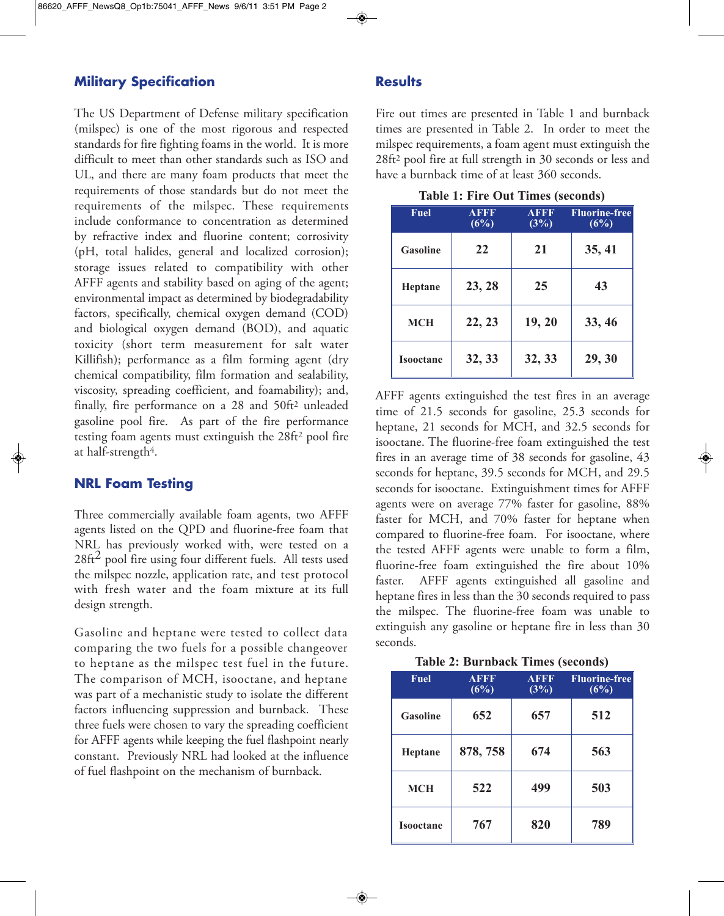## Military Specification

The US Department of Defense military specification (milspec) is one of the most rigorous and respected standards for fire fighting foams in the world. It is more difficult to meet than other standards such as ISO and UL, and there are many foam products that meet the requirements of those standards but do not meet the requirements of the milspec. These requirements include conformance to concentration as determined by refractive index and fluorine content; corrosivity (pH, total halides, general and localized corrosion); storage issues related to compatibility with other AFFF agents and stability based on aging of the agent; environmental impact as determined by biodegradability factors, specifically, chemical oxygen demand (COD) and biological oxygen demand (BOD), and aquatic toxicity (short term measurement for salt water Killifish); performance as a film forming agent (dry chemical compatibility, film formation and sealability, viscosity, spreading coefficient, and foamability); and, finally, fire performance on a 28 and 50ft$^2$ unleaded gasoline pool fire. As part of the fire performance testing foam agents must extinguish the 28ft$^2$ pool fire at half-strength[4].

## NRL Foam Testing

Three commercially available foam agents, two AFFF agents listed on the QPD and fluorine-free foam that NRL has previously worked with, were tested on a 28ft$^2$ pool fire using four different fuels. All tests used the milspec nozzle, application rate, and test protocol with fresh water and the foam mixture at its full design strength.

Gasoline and heptane were tested to collect data comparing the two fuels for a possible changeover to heptane as the milspec test fuel in the future. The comparison of MCH, isooctane, and heptane was part of a mechanistic study to isolate the different factors influencing suppression and burnback. These three fuels were chosen to vary the spreading coefficient for AFFF agents while keeping the fuel flashpoint nearly constant. Previously NRL had looked at the influence of fuel flashpoint on the mechanism of burnback.

## Results

Fire out times are presented in Table 1 and burnback times are presented in Table 2. In order to meet the milspec requirements, a foam agent must extinguish the 28ft$^2$ pool fire at full strength in 30 seconds or less and have a burnback time of at least 360 seconds.

**Table 1: Fire Out Times (seconds)**

| Fuel | AFFF (6%) | AFFF (3%) | Fluorine-free (6%) |
|---|---|---|---|
| Gasoline | 22 | 21 | 35, 41 |
| Heptane | 23, 28 | 25 | 43 |
| MCH | 22, 23 | 19, 20 | 33, 46 |
| Isooctane | 32, 33 | 32, 33 | 29, 30 |

AFFF agents extinguished the test fires in an average time of 21.5 seconds for gasoline, 25.3 seconds for heptane, 21 seconds for MCH, and 32.5 seconds for isooctane. The fluorine-free foam extinguished the test fires in an average time of 38 seconds for gasoline, 43 seconds for heptane, 39.5 seconds for MCH, and 29.5 seconds for isooctane. Extinguishment times for AFFF agents were on average 77% faster for gasoline, 88% faster for MCH, and 70% faster for heptane when compared to fluorine-free foam. For isooctane, where the tested AFFF agents were unable to form a film, fluorine-free foam extinguished the fire about 10% faster. AFFF agents extinguished all gasoline and heptane fires in less than the 30 seconds required to pass the milspec. The fluorine-free foam was unable to extinguish any gasoline or heptane fire in less than 30 seconds.

**Table 2: Burnback Times (seconds)**

| Fuel | AFFF (6%) | AFFF (3%) | Fluorine-free (6%) |
|---|---|---|---|
| Gasoline | 652 | 657 | 512 |
| Heptane | 878, 758 | 674 | 563 |
| MCH | 522 | 499 | 503 |
| Isooctane | 767 | 820 | 789 |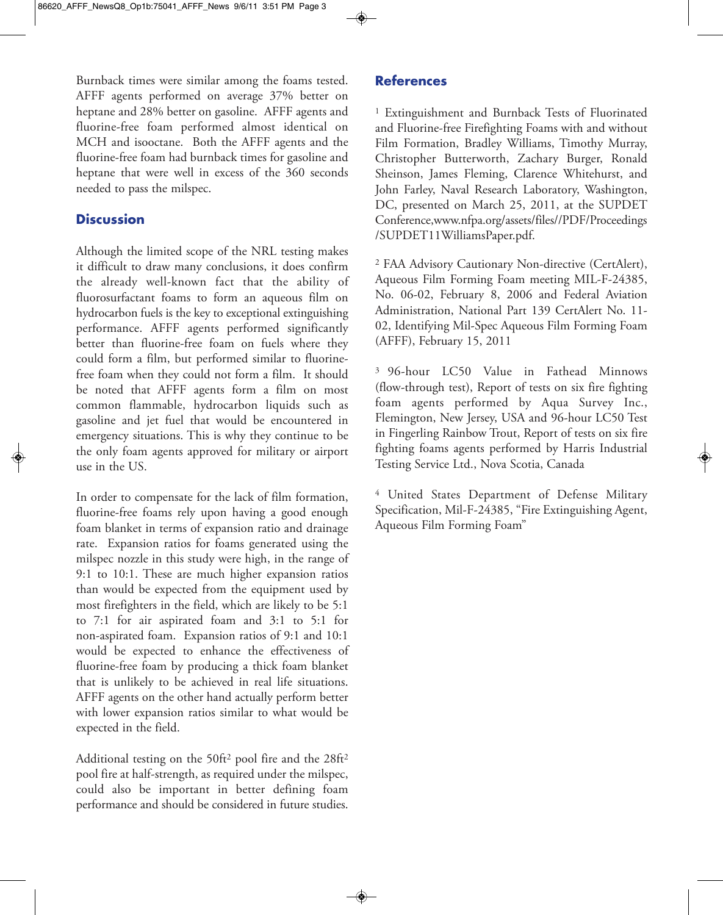Burnback times were similar among the foams tested. AFFF agents performed on average 37% better on heptane and 28% better on gasoline. AFFF agents and fluorine-free foam performed almost identical on MCH and isooctane. Both the AFFF agents and the fluorine-free foam had burnback times for gasoline and heptane that were well in excess of the 360 seconds needed to pass the milspec.

## Discussion

Although the limited scope of the NRL testing makes it difficult to draw many conclusions, it does confirm the already well-known fact that the ability of fluorosurfactant foams to form an aqueous film on hydrocarbon fuels is the key to exceptional extinguishing performance. AFFF agents performed significantly better than fluorine-free foam on fuels where they could form a film, but performed similar to fluorine-free foam when they could not form a film. It should be noted that AFFF agents form a film on most common flammable, hydrocarbon liquids such as gasoline and jet fuel that would be encountered in emergency situations. This is why they continue to be the only foam agents approved for military or airport use in the US.

In order to compensate for the lack of film formation, fluorine-free foams rely upon having a good enough foam blanket in terms of expansion ratio and drainage rate. Expansion ratios for foams generated using the milspec nozzle in this study were high, in the range of 9:1 to 10:1. These are much higher expansion ratios than would be expected from the equipment used by most firefighters in the field, which are likely to be 5:1 to 7:1 for air aspirated foam and 3:1 to 5:1 for non-aspirated foam. Expansion ratios of 9:1 and 10:1 would be expected to enhance the effectiveness of fluorine-free foam by producing a thick foam blanket that is unlikely to be achieved in real life situations. AFFF agents on the other hand actually perform better with lower expansion ratios similar to what would be expected in the field.

Additional testing on the 50ft$^2$ pool fire and the 28ft$^2$ pool fire at half-strength, as required under the milspec, could also be important in better defining foam performance and should be considered in future studies.

## References

[1] Extinguishment and Burnback Tests of Fluorinated and Fluorine-free Firefighting Foams with and without Film Formation, Bradley Williams, Timothy Murray, Christopher Butterworth, Zachary Burger, Ronald Sheinson, James Fleming, Clarence Whitehurst, and John Farley, Naval Research Laboratory, Washington, DC, presented on March 25, 2011, at the SUPDET Conference,www.nfpa.org/assets/files//PDF/Proceedings/SUPDET11WilliamsPaper.pdf.

[2] FAA Advisory Cautionary Non-directive (CertAlert), Aqueous Film Forming Foam meeting MIL-F-24385, No. 06-02, February 8, 2006 and Federal Aviation Administration, National Part 139 CertAlert No. 11-02, Identifying Mil-Spec Aqueous Film Forming Foam (AFFF), February 15, 2011

[3] 96-hour LC50 Value in Fathead Minnows (flow-through test), Report of tests on six fire fighting foam agents performed by Aqua Survey Inc., Flemington, New Jersey, USA and 96-hour LC50 Test in Fingerling Rainbow Trout, Report of tests on six fire fighting foams agents performed by Harris Industrial Testing Service Ltd., Nova Scotia, Canada

[4] United States Department of Defense Military Specification, Mil-F-24385, "Fire Extinguishing Agent, Aqueous Film Forming Foam"